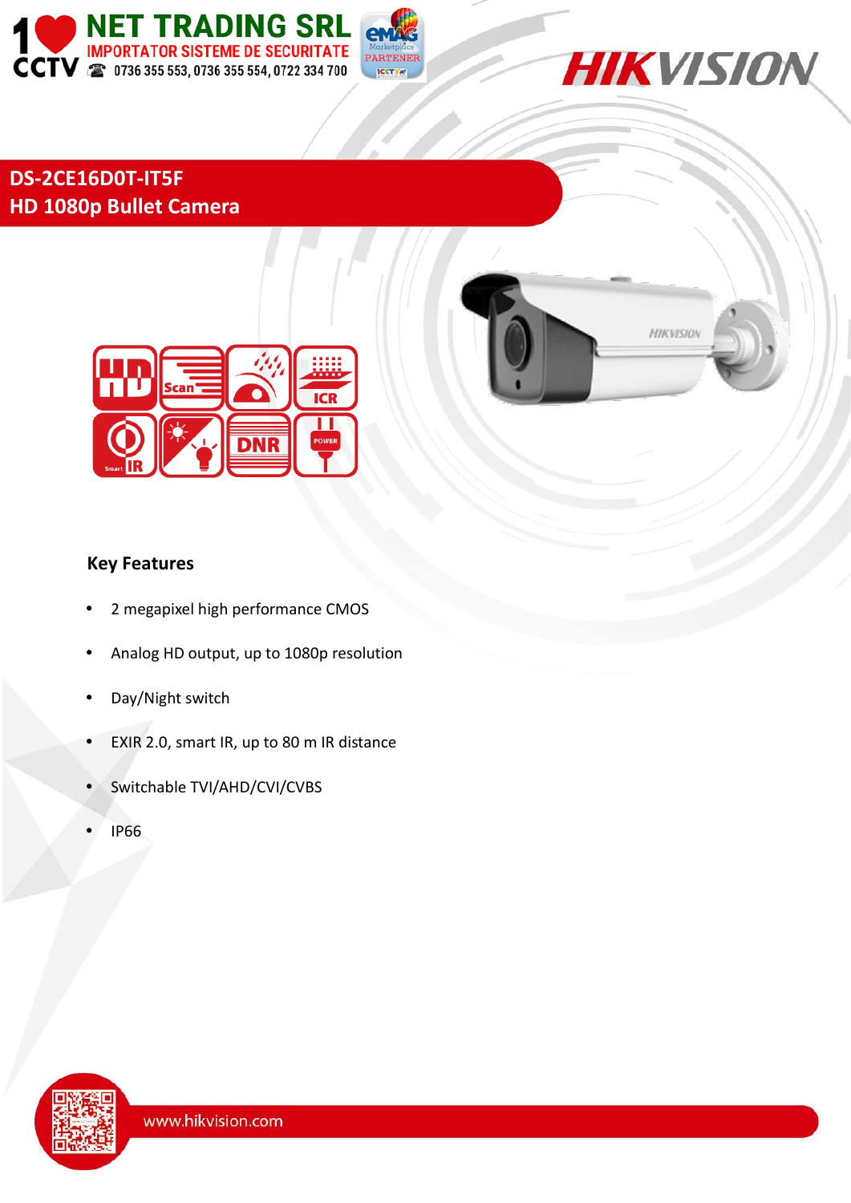NET TRADING SRL
IMPORTATOR SISTEME DE SECURITATE
0736 355 553, 0736 355 554, 0722 334 700

# DS-2CE16D0T-IT5F
## HD 1080p Bullet Camera

### Key Features

- 2 megapixel high performance CMOS
- Analog HD output, up to 1080p resolution
- Day/Night switch
- EXIR 2.0, smart IR, up to 80 m IR distance
- Switchable TVI/AHD/CVI/CVBS
- IP66

www.hikvision.com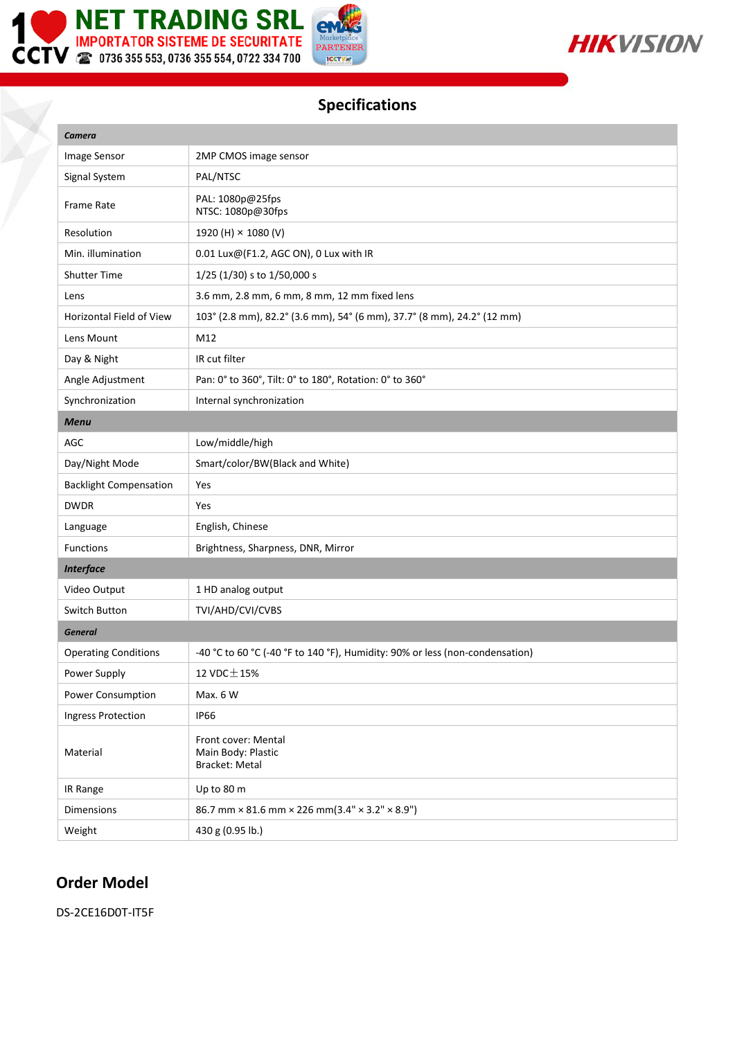## Specifications

| *Camera* | |
|---|---|
| Image Sensor | 2MP CMOS image sensor |
| Signal System | PAL/NTSC |
| Frame Rate | PAL: 1080p@25fps<br>NTSC: 1080p@30fps |
| Resolution | 1920 (H) × 1080 (V) |
| Min. illumination | 0.01 Lux@(F1.2, AGC ON), 0 Lux with IR |
| Shutter Time | 1/25 (1/30) s to 1/50,000 s |
| Lens | 3.6 mm, 2.8 mm, 6 mm, 8 mm, 12 mm fixed lens |
| Horizontal Field of View | 103° (2.8 mm), 82.2° (3.6 mm), 54° (6 mm), 37.7° (8 mm), 24.2° (12 mm) |
| Lens Mount | M12 |
| Day & Night | IR cut filter |
| Angle Adjustment | Pan: 0° to 360°, Tilt: 0° to 180°, Rotation: 0° to 360° |
| Synchronization | Internal synchronization |
| ***Menu*** | |
| AGC | Low/middle/high |
| Day/Night Mode | Smart/color/BW(Black and White) |
| Backlight Compensation | Yes |
| DWDR | Yes |
| Language | English, Chinese |
| Functions | Brightness, Sharpness, DNR, Mirror |
| ***Interface*** | |
| Video Output | 1 HD analog output |
| Switch Button | TVI/AHD/CVI/CVBS |
| ***General*** | |
| Operating Conditions | -40 °C to 60 °C (-40 °F to 140 °F), Humidity: 90% or less (non-condensation) |
| Power Supply | 12 VDC±15% |
| Power Consumption | Max. 6 W |
| Ingress Protection | IP66 |
| Material | Front cover: Mental<br>Main Body: Plastic<br>Bracket: Metal |
| IR Range | Up to 80 m |
| Dimensions | 86.7 mm × 81.6 mm × 226 mm(3.4" × 3.2" × 8.9") |
| Weight | 430 g (0.95 lb.) |

## Order Model

DS-2CE16D0T-IT5F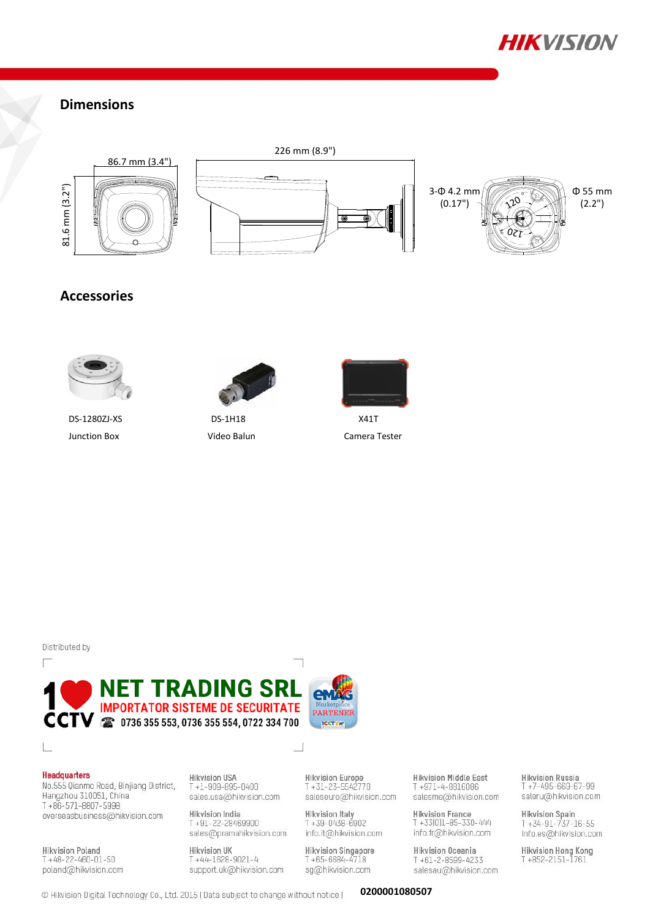## Dimensions

86.7 mm (3.4")

81.6 mm (3.2")

226 mm (8.9")

3-Φ 4.2 mm (0.17")

Φ 55 mm (2.2")

120

120

## Accessories

DS-1280ZJ-XS

Junction Box

DS-1H18

Video Balun

X41T

Camera Tester

Distributed by

1 CCTV NET TRADING SRL

IMPORTATOR SISTEME DE SECURITATE

0736 355 553, 0736 355 554, 0722 334 700

eMAG Marketplace PARTENER

**Headquarters**
No.555 Qianmo Road, Binjiang District, Hangzhou 310051, China
T +86-571-8807-5998
overseasbusiness@hikvision.com

**Hikvision USA**
T +1-909-895-0400
sales.usa@hikvision.com

**Hikvision India**
T +91-22-28469900
sales@pramahikvision.com

**Hikvision Europe**
T +31-23-5542770
saleseuro@hikvision.com

**Hikvision Italy**
T +39-0438-6902
info.it@hikvision.com

**Hikvision Middle East**
T +971-4-8816086
salesme@hikvision.com

**Hikvision France**
T +33(0)1-85-330-444
info.fr@hikvision.com

**Hikvision Russia**
T +7-495-669-67-99
saleru@hikvision.com

**Hikvision Spain**
T +34-91-737-16-55
info.es@hikvision.com

**Hikvision Poland**
T +48-22-460-01-50
poland@hikvision.com

**Hikvision UK**
T +44-1628-9021-4
support.uk@hikvision.com

**Hikvision Singapore**
T +65-6684-4718
sg@hikvision.com

**Hikvision Oceania**
T +61-2-8599-4233
salesau@hikvision.com

**Hikvision Hong Kong**
T +852-2151-1761

© Hikvision Digital Technology Co., Ltd. 2015 | Data subject to change without notice | **0200001080507**